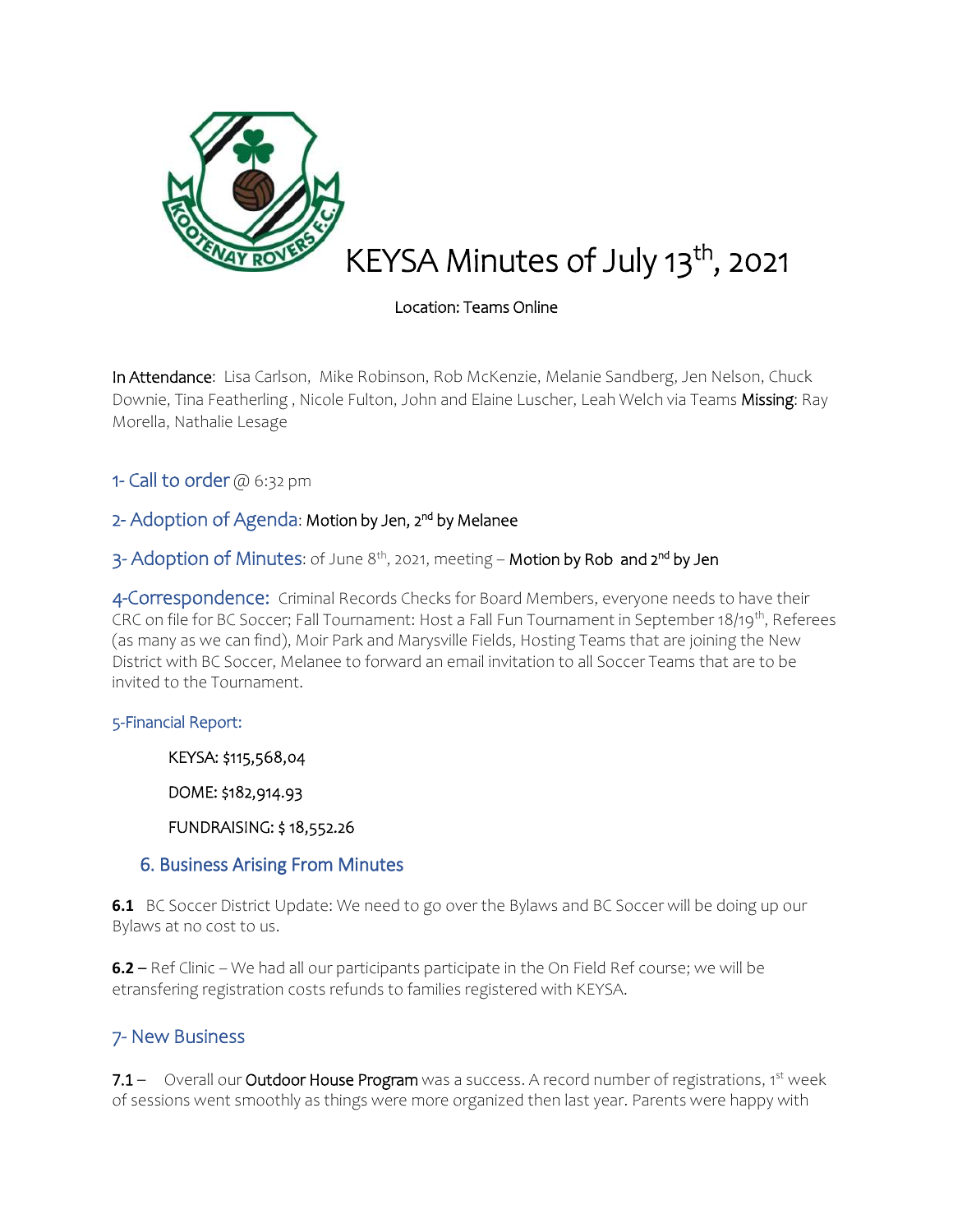# KEYSA Minutes of July 13th, 2021

Location: Teams Online

**In Attendance**: Lisa Carlson, Mike Robinson, Rob McKenzie, Melanie Sandberg, Jen Nelson, Chuck Downie, Tina Featherling , Nicole Fulton, John and Elaine Luscher, Leah Welch via Teams **Missing**: Ray Morella, Nathalie Lesage

## 1- Call to order @ 6:32 pm

## 2- Adoption of Agenda: Motion by Jen, 2nd by Melanee

## 3- Adoption of Minutes: of June 8th, 2021, meeting – Motion by Rob and 2nd by Jen

## 4-Correspondence:

Criminal Records Checks for Board Members, everyone needs to have their CRC on file for BC Soccer; Fall Tournament: Host a Fall Fun Tournament in September 18/19th, Referees (as many as we can find), Moir Park and Marysville Fields, Hosting Teams that are joining the New District with BC Soccer, Melanee to forward an email invitation to all Soccer Teams that are to be invited to the Tournament.

### 5-Financial Report:

KEYSA: $115,568,04

DOME: $182,914.93

FUNDRAISING: $ 18,552.26

## 6. Business Arising From Minutes

**6.1** BC Soccer District Update: We need to go over the Bylaws and BC Soccer will be doing up our Bylaws at no cost to us.

**6.2 –** Ref Clinic – We had all our participants participate in the On Field Ref course; we will be etransfering registration costs refunds to families registered with KEYSA.

## 7- New Business

**7.1** – Overall our Outdoor House Program was a success. A record number of registrations, 1st week of sessions went smoothly as things were more organized then last year. Parents were happy with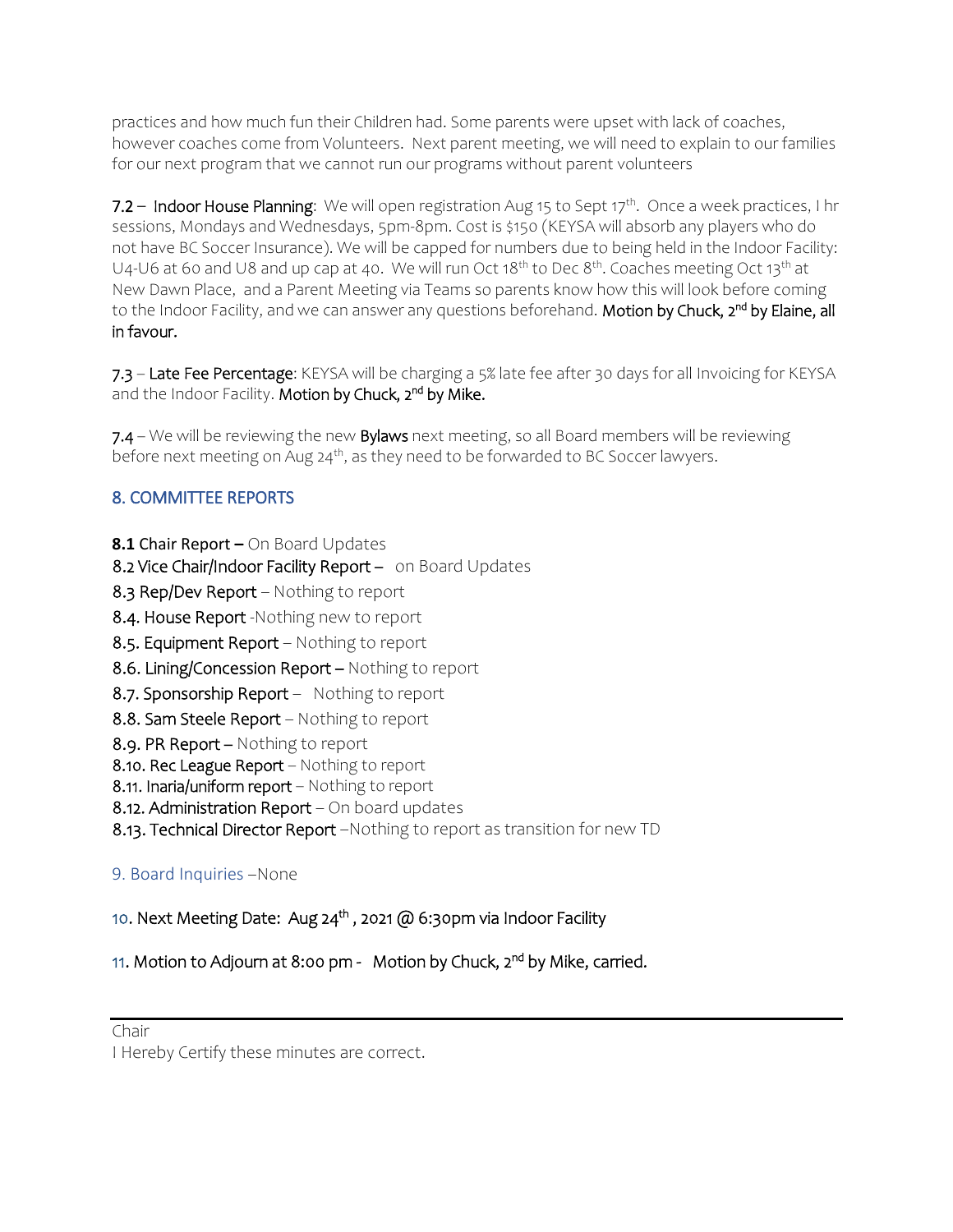practices and how much fun their Children had. Some parents were upset with lack of coaches, however coaches come from Volunteers. Next parent meeting, we will need to explain to our families for our next program that we cannot run our programs without parent volunteers

**7.2 – Indoor House Planning**: We will open registration Aug 15 to Sept 17th. Once a week practices, I hr sessions, Mondays and Wednesdays, 5pm-8pm. Cost is $150 (KEYSA will absorb any players who do not have BC Soccer Insurance). We will be capped for numbers due to being held in the Indoor Facility: U4-U6 at 60 and U8 and up cap at 40. We will run Oct 18th to Dec 8th. Coaches meeting Oct 13th at New Dawn Place, and a Parent Meeting via Teams so parents know how this will look before coming to the Indoor Facility, and we can answer any questions beforehand. **Motion by Chuck, 2nd by Elaine, all in favour.**

**7.3** – **Late Fee Percentage**: KEYSA will be charging a 5% late fee after 30 days for all Invoicing for KEYSA and the Indoor Facility. **Motion by Chuck, 2nd by Mike.**

**7.4** – We will be reviewing the new **Bylaws** next meeting, so all Board members will be reviewing before next meeting on Aug 24th, as they need to be forwarded to BC Soccer lawyers.

## 8. COMMITTEE REPORTS

**8.1** Chair Report – On Board Updates
8.2 Vice Chair/Indoor Facility Report – on Board Updates
8.3 Rep/Dev Report – Nothing to report
8.4. House Report -Nothing new to report
8.5. Equipment Report – Nothing to report
8.6. Lining/Concession Report – Nothing to report
8.7. Sponsorship Report – Nothing to report
8.8. Sam Steele Report – Nothing to report
8.9. PR Report – Nothing to report
8.10. Rec League Report – Nothing to report
8.11. Inaria/uniform report – Nothing to report
8.12. Administration Report – On board updates
8.13. Technical Director Report –Nothing to report as transition for new TD

## 9. Board Inquiries –None

## 10. Next Meeting Date: Aug 24th , 2021 @ 6:30pm via Indoor Facility

## 11. Motion to Adjourn at 8:00 pm - Motion by Chuck, 2nd by Mike, carried.

---

Chair
I Hereby Certify these minutes are correct.